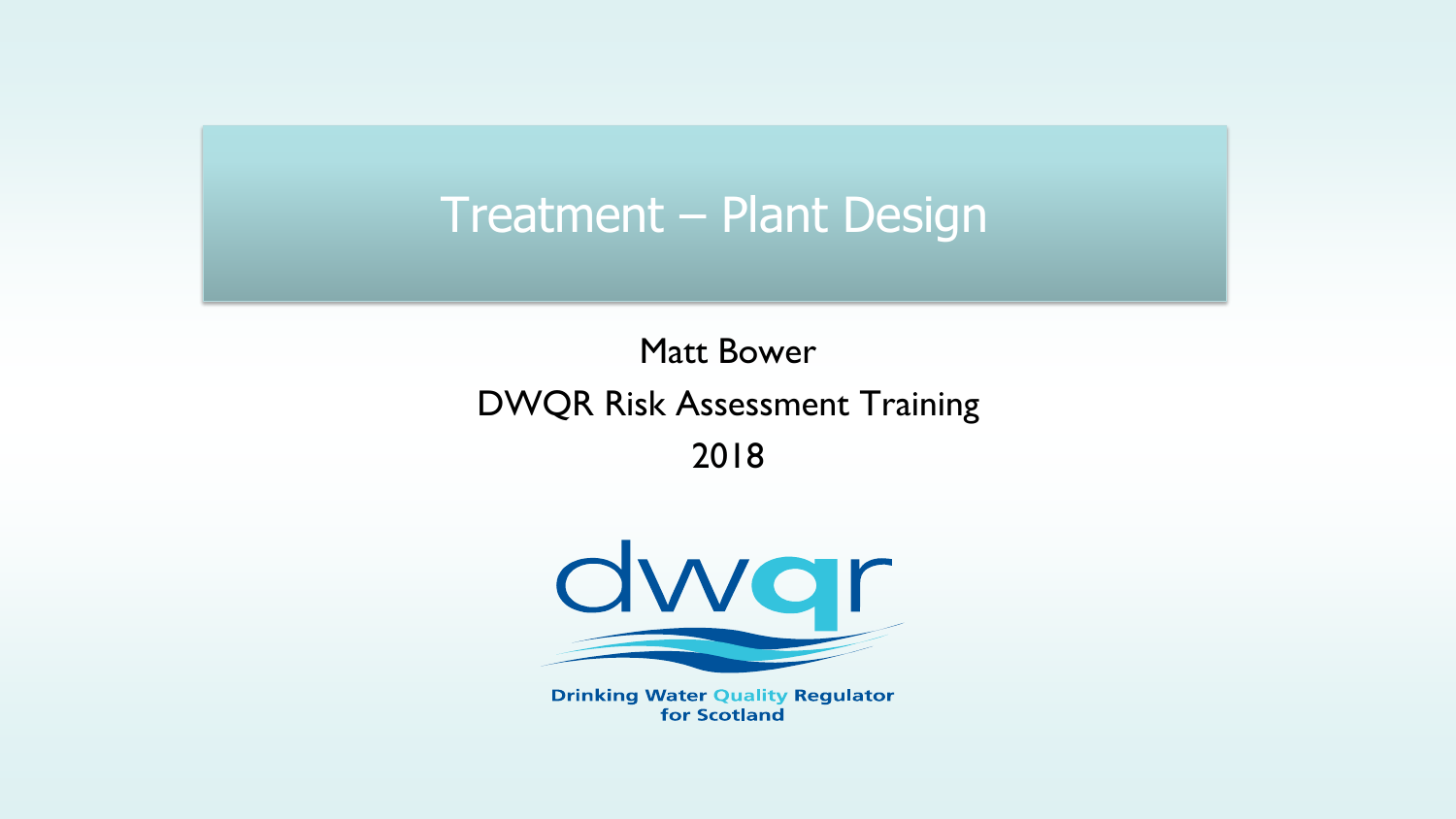# Treatment – Plant Design

Matt Bower

DWQR Risk Assessment Training

2018

dwqr

Drinking Water Quality Regulator for Scotland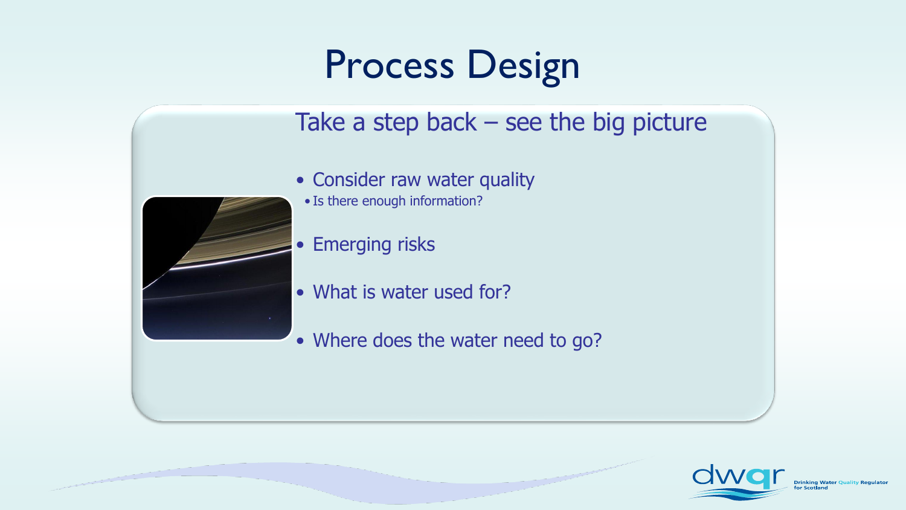# Process Design

## Take a step back – see the big picture

- Consider raw water quality
  - Is there enough information?
- Emerging risks
- What is water used for?
- Where does the water need to go?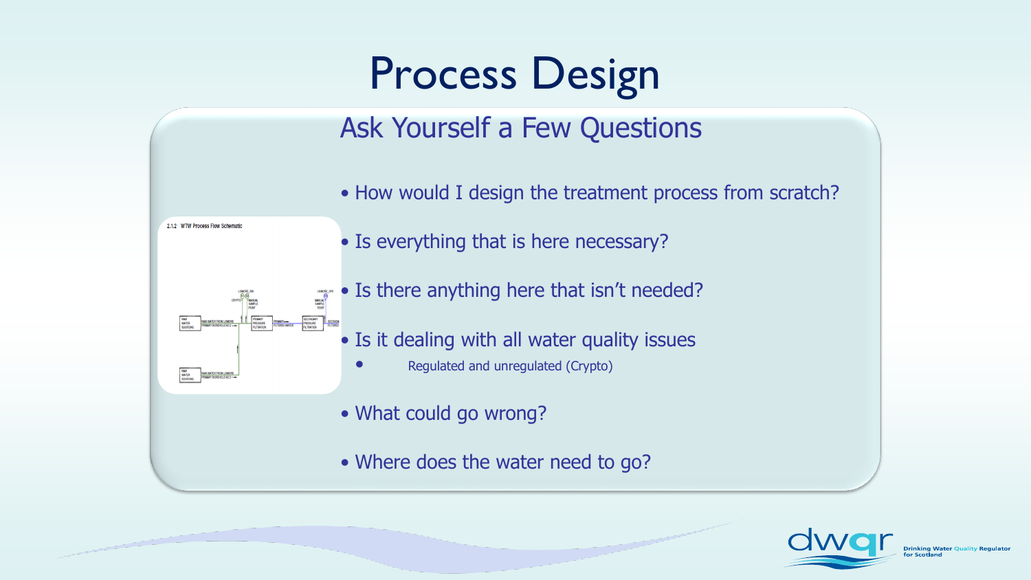# Process Design

## Ask Yourself a Few Questions

- How would I design the treatment process from scratch?
- Is everything that is here necessary?
- Is there anything here that isn't needed?
- Is it dealing with all water quality issues
  - Regulated and unregulated (Crypto)
- What could go wrong?
- Where does the water need to go?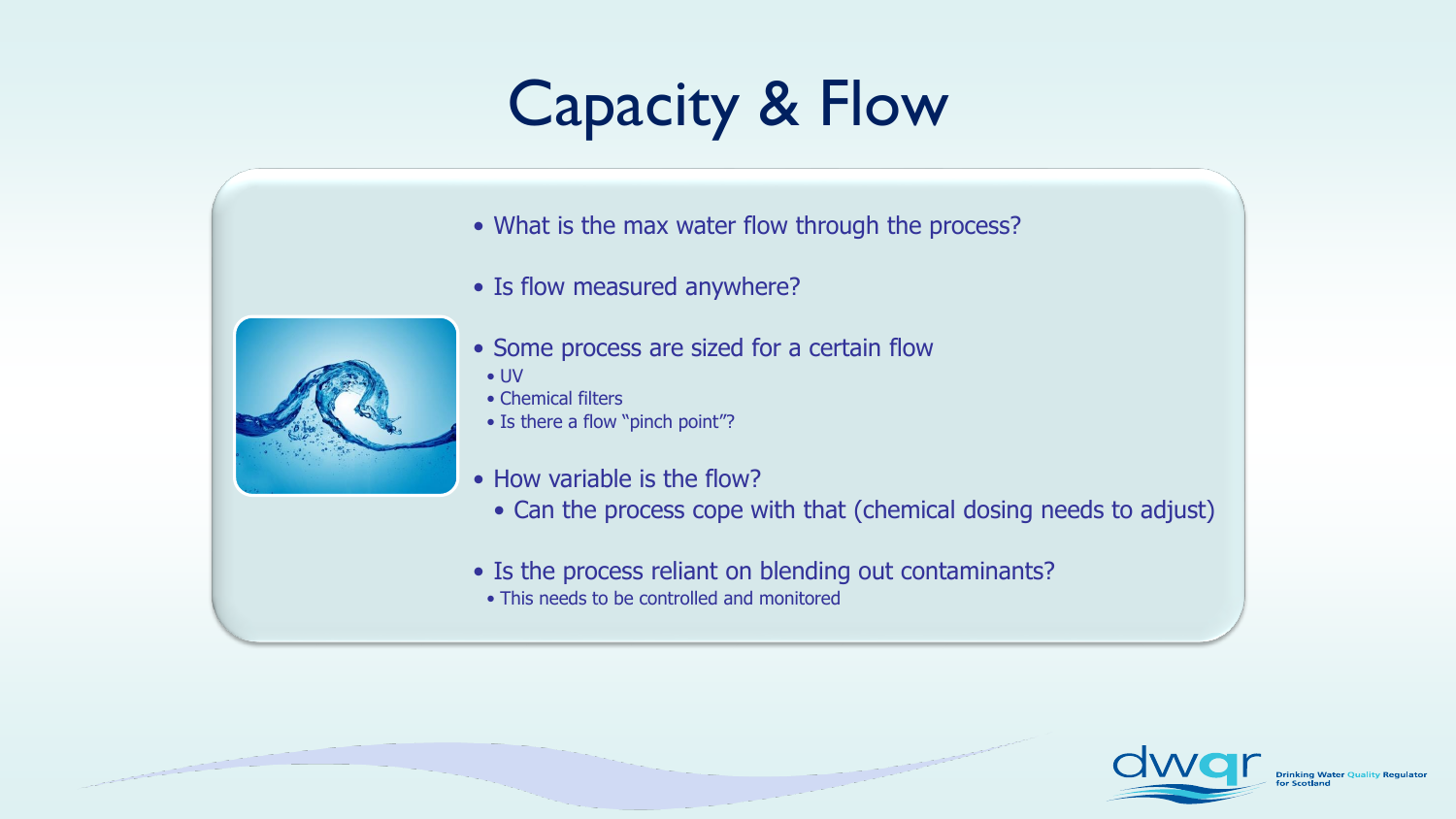# Capacity & Flow

- What is the max water flow through the process?
- Is flow measured anywhere?
- Some process are sized for a certain flow
  - UV
  - Chemical filters
  - Is there a flow "pinch point"?
- How variable is the flow?
  - Can the process cope with that (chemical dosing needs to adjust)
- Is the process reliant on blending out contaminants?
  - This needs to be controlled and monitored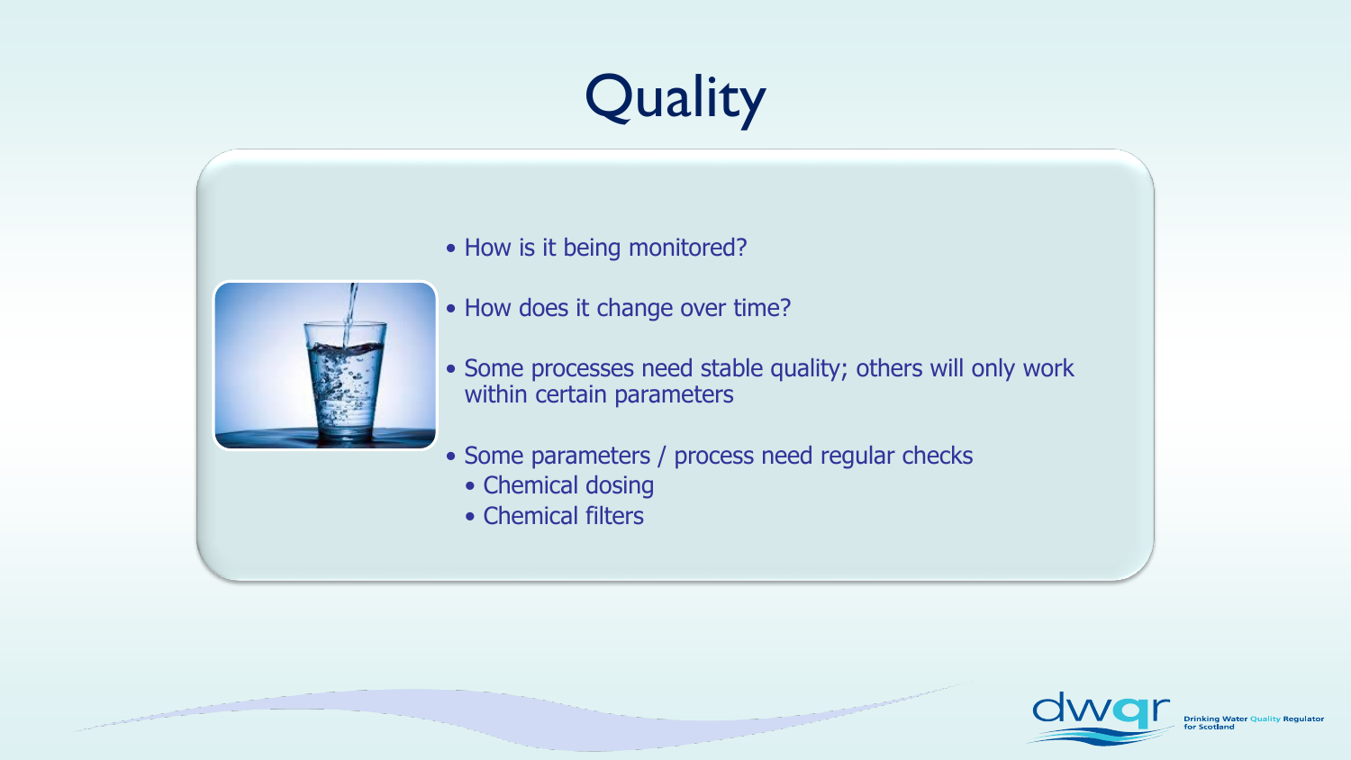# Quality

- How is it being monitored?
- How does it change over time?
- Some processes need stable quality; others will only work within certain parameters
- Some parameters / process need regular checks
  - Chemical dosing
  - Chemical filters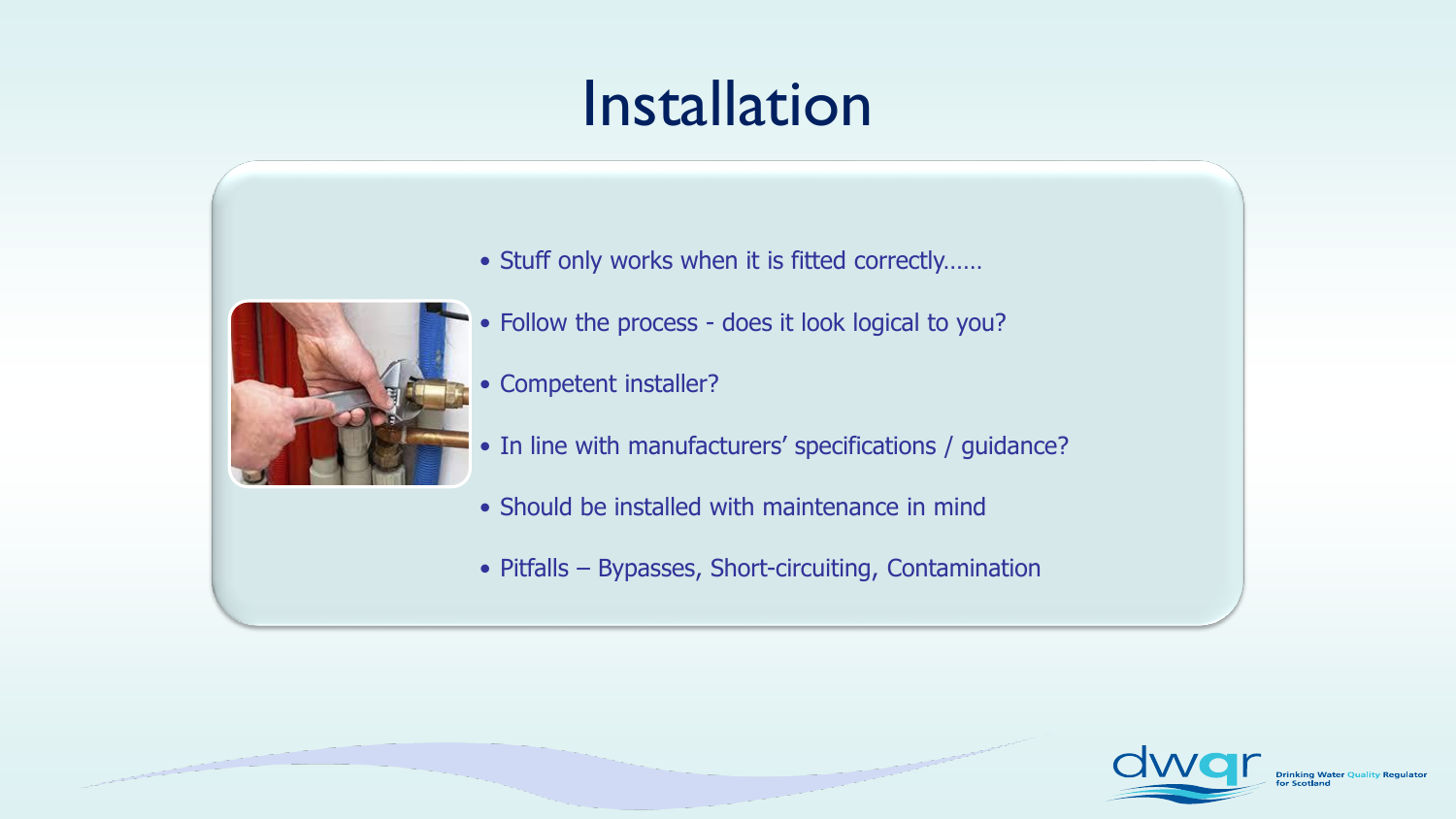# Installation

- Stuff only works when it is fitted correctly……
- Follow the process - does it look logical to you?
- Competent installer?
- In line with manufacturers' specifications / guidance?
- Should be installed with maintenance in mind
- Pitfalls – Bypasses, Short-circuiting, Contamination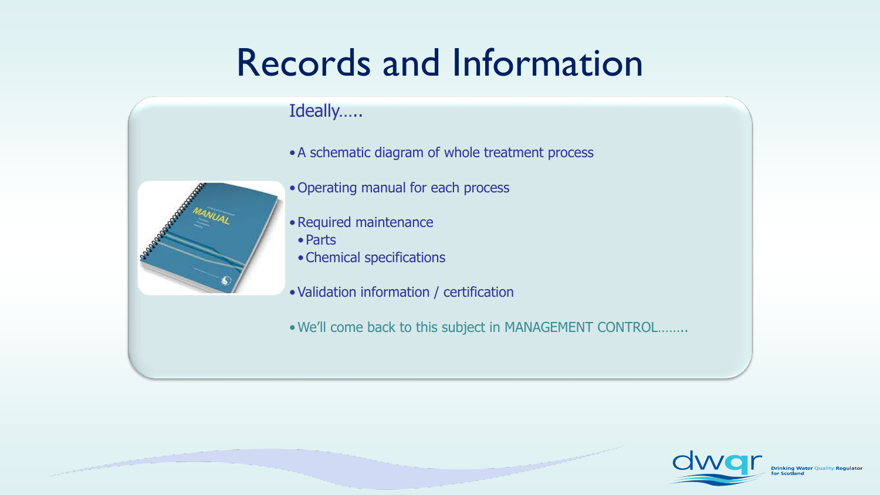# Records and Information

Ideally.....

- A schematic diagram of whole treatment process
- Operating manual for each process
- Required maintenance
  - Parts
  - Chemical specifications
- Validation information / certification
- We'll come back to this subject in MANAGEMENT CONTROL........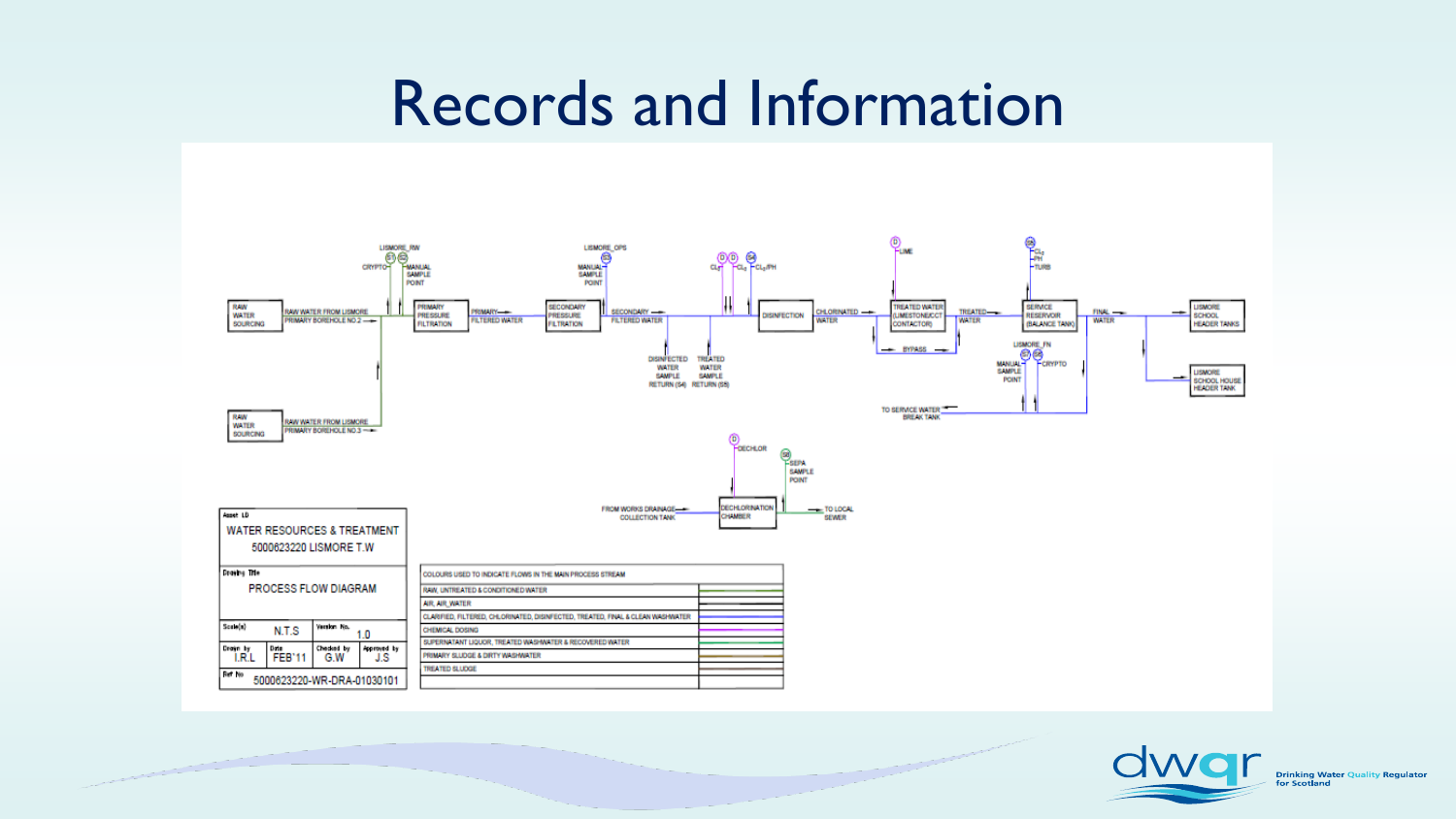# Records and Information

RAW WATER SOURCING — RAW WATER FROM LISMORE PRIMARY BOREHOLE NO.2

RAW WATER SOURCING — RAW WATER FROM LISMORE PRIMARY BOREHOLE NO.3

LISMORE_RW — CRYPTO — MANUAL SAMPLE POINT

PRIMARY PRESSURE FILTRATION — PRIMARY FILTERED WATER

LISMORE_OPS — MANUAL SAMPLE POINT

SECONDARY PRESSURE FILTRATION — SECONDARY FILTERED WATER

$CL_2$ — $CL_2$ — $CL_2$/PH

DISINFECTED WATER SAMPLE RETURN (S4) — TREATED WATER SAMPLE RETURN (S5)

DISINFECTION — CHLORINATED WATER

LIME

TREATED WATER (LIMESTONE/CCT CONTACTOR) — BYPASS — TREATED WATER

$CL_2$ — PH — TURB

SERVICE RESERVOIR (BALANCE TANK) — FINAL WATER

LISMORE SCHOOL HEADER TANKS

LISMORE SCHOOL HOUSE HEADER TANK

LISMORE_FN — MANUAL SAMPLE POINT — CRYPTO

TO SERVICE WATER BREAK TANK

DECHLOR

SEPA SAMPLE POINT

FROM WORKS DRAINAGE COLLECTION TANK — DECHLORINATION CHAMBER — TO LOCAL SEWER

| Asset I.D | | | |
|---|---|---|---|
| WATER RESOURCES & TREATMENT 5000623220 LISMORE T.W | | | |
| Drawing Title: PROCESS FLOW DIAGRAM | | | |
| Scale(s): N.T.S | | Version No.: 1.0 | |
| Drawn by: I.R.L | Date: FEB'11 | Checked by: G.W | Approved by: J.S |
| Ref No: 5000623220-WR-DRA-01030101 | | | |

| COLOURS USED TO INDICATE FLOWS IN THE MAIN PROCESS STREAM | |
|---|---|
| RAW, UNTREATED & CONDITIONED WATER | |
| AIR, AIR_WATER | |
| CLARIFIED, FILTERED, CHLORINATED, DISINFECTED, TREATED, FINAL & CLEAN WASHWATER | |
| CHEMICAL DOSING | |
| SUPERNATANT LIQUOR, TREATED WASHWATER & RECOVERED WATER | |
| PRIMARY SLUDGE & DIRTY WASHWATER | |
| TREATED SLUDGE | |

dwqr Drinking Water Quality Regulator for Scotland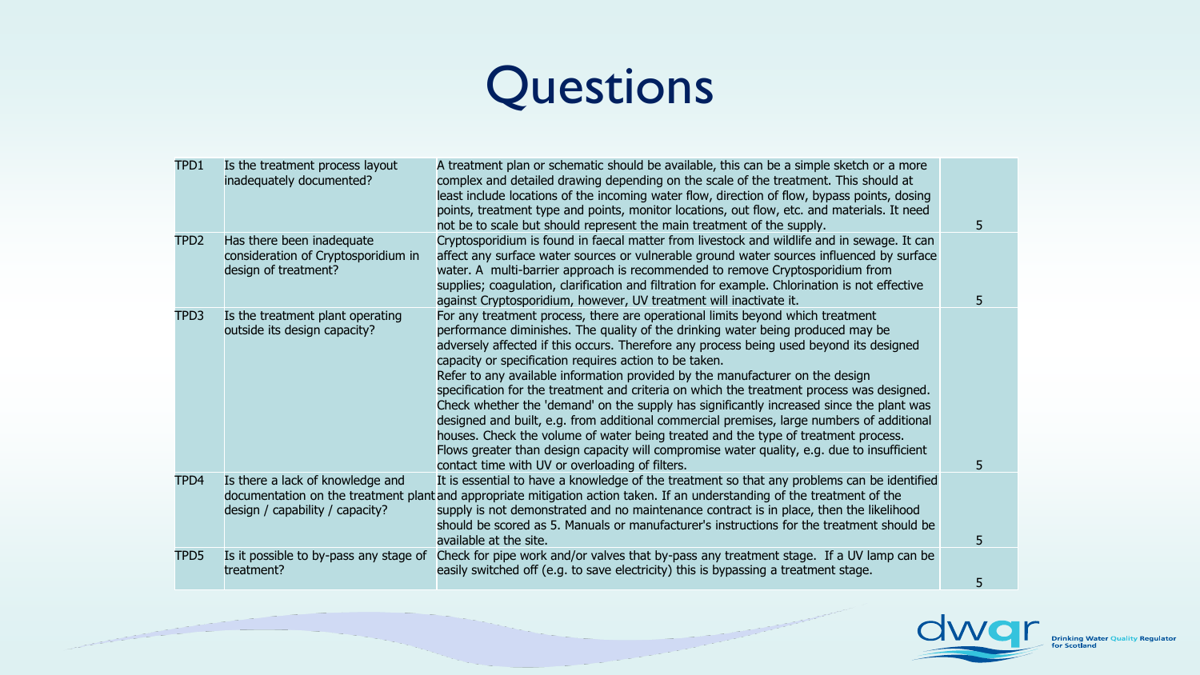# Questions

| | | | |
|---|---|---|---|
| TPD1 | Is the treatment process layout inadequately documented? | A treatment plan or schematic should be available, this can be a simple sketch or a more complex and detailed drawing depending on the scale of the treatment. This should at least include locations of the incoming water flow, direction of flow, bypass points, dosing points, treatment type and points, monitor locations, out flow, etc. and materials. It need not be to scale but should represent the main treatment of the supply. | 5 |
| TPD2 | Has there been inadequate consideration of Cryptosporidium in design of treatment? | Cryptosporidium is found in faecal matter from livestock and wildlife and in sewage. It can affect any surface water sources or vulnerable ground water sources influenced by surface water. A multi-barrier approach is recommended to remove Cryptosporidium from supplies; coagulation, clarification and filtration for example. Chlorination is not effective against Cryptosporidium, however, UV treatment will inactivate it. | 5 |
| TPD3 | Is the treatment plant operating outside its design capacity? | For any treatment process, there are operational limits beyond which treatment performance diminishes. The quality of the drinking water being produced may be adversely affected if this occurs. Therefore any process being used beyond its designed capacity or specification requires action to be taken. Refer to any available information provided by the manufacturer on the design specification for the treatment and criteria on which the treatment process was designed. Check whether the 'demand' on the supply has significantly increased since the plant was designed and built, e.g. from additional commercial premises, large numbers of additional houses. Check the volume of water being treated and the type of treatment process. Flows greater than design capacity will compromise water quality, e.g. due to insufficient contact time with UV or overloading of filters. | 5 |
| TPD4 | Is there a lack of knowledge and documentation on the treatment plant design / capability / capacity? | It is essential to have a knowledge of the treatment so that any problems can be identified and appropriate mitigation action taken. If an understanding of the treatment of the supply is not demonstrated and no maintenance contract is in place, then the likelihood should be scored as 5. Manuals or manufacturer's instructions for the treatment should be available at the site. | 5 |
| TPD5 | Is it possible to by-pass any stage of treatment? | Check for pipe work and/or valves that by-pass any treatment stage. If a UV lamp can be easily switched off (e.g. to save electricity) this is bypassing a treatment stage. | 5 |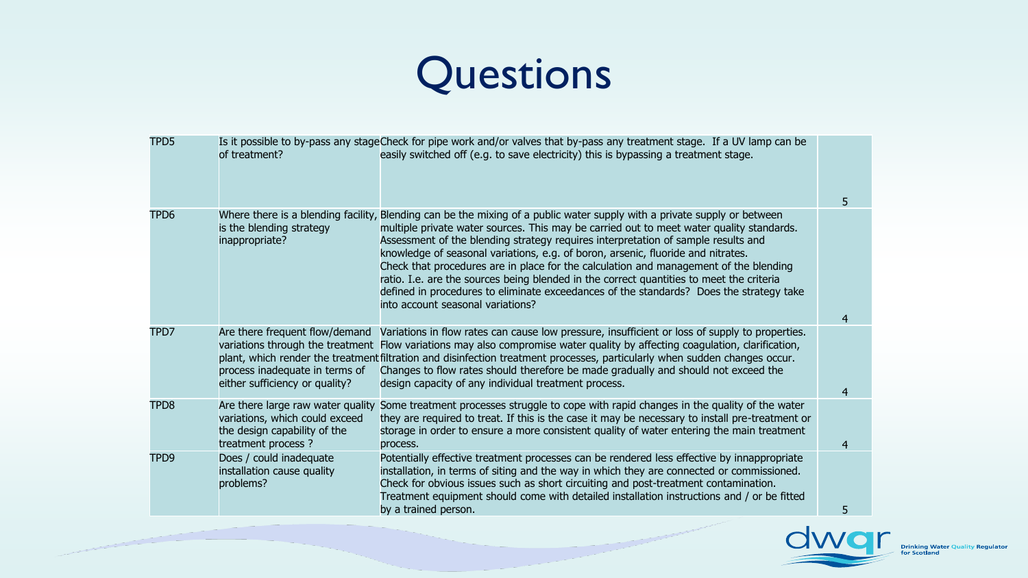# Questions

| | | | |
|---|---|---|---|
| TPD5 | Is it possible to by-pass any stage of treatment? | Check for pipe work and/or valves that by-pass any treatment stage. If a UV lamp can be easily switched off (e.g. to save electricity) this is bypassing a treatment stage. | 5 |
| TPD6 | Where there is a blending facility, is the blending strategy inappropriate? | Blending can be the mixing of a public water supply with a private supply or between multiple private water sources. This may be carried out to meet water quality standards. Assessment of the blending strategy requires interpretation of sample results and knowledge of seasonal variations, e.g. of boron, arsenic, fluoride and nitrates. Check that procedures are in place for the calculation and management of the blending ratio. I.e. are the sources being blended in the correct quantities to meet the criteria defined in procedures to eliminate exceedances of the standards? Does the strategy take into account seasonal variations? | 4 |
| TPD7 | Are there frequent flow/demand variations through the treatment plant, which render the treatment process inadequate in terms of either sufficiency or quality? | Variations in flow rates can cause low pressure, insufficient or loss of supply to properties. Flow variations may also compromise water quality by affecting coagulation, clarification, filtration and disinfection treatment processes, particularly when sudden changes occur. Changes to flow rates should therefore be made gradually and should not exceed the design capacity of any individual treatment process. | 4 |
| TPD8 | Are there large raw water quality variations, which could exceed the design capability of the treatment process ? | Some treatment processes struggle to cope with rapid changes in the quality of the water they are required to treat. If this is the case it may be necessary to install pre-treatment or storage in order to ensure a more consistent quality of water entering the main treatment process. | 4 |
| TPD9 | Does / could inadequate installation cause quality problems? | Potentially effective treatment processes can be rendered less effective by innappropriate installation, in terms of siting and the way in which they are connected or commissioned. Check for obvious issues such as short circuiting and post-treatment contamination. Treatment equipment should come with detailed installation instructions and / or be fitted by a trained person. | 5 |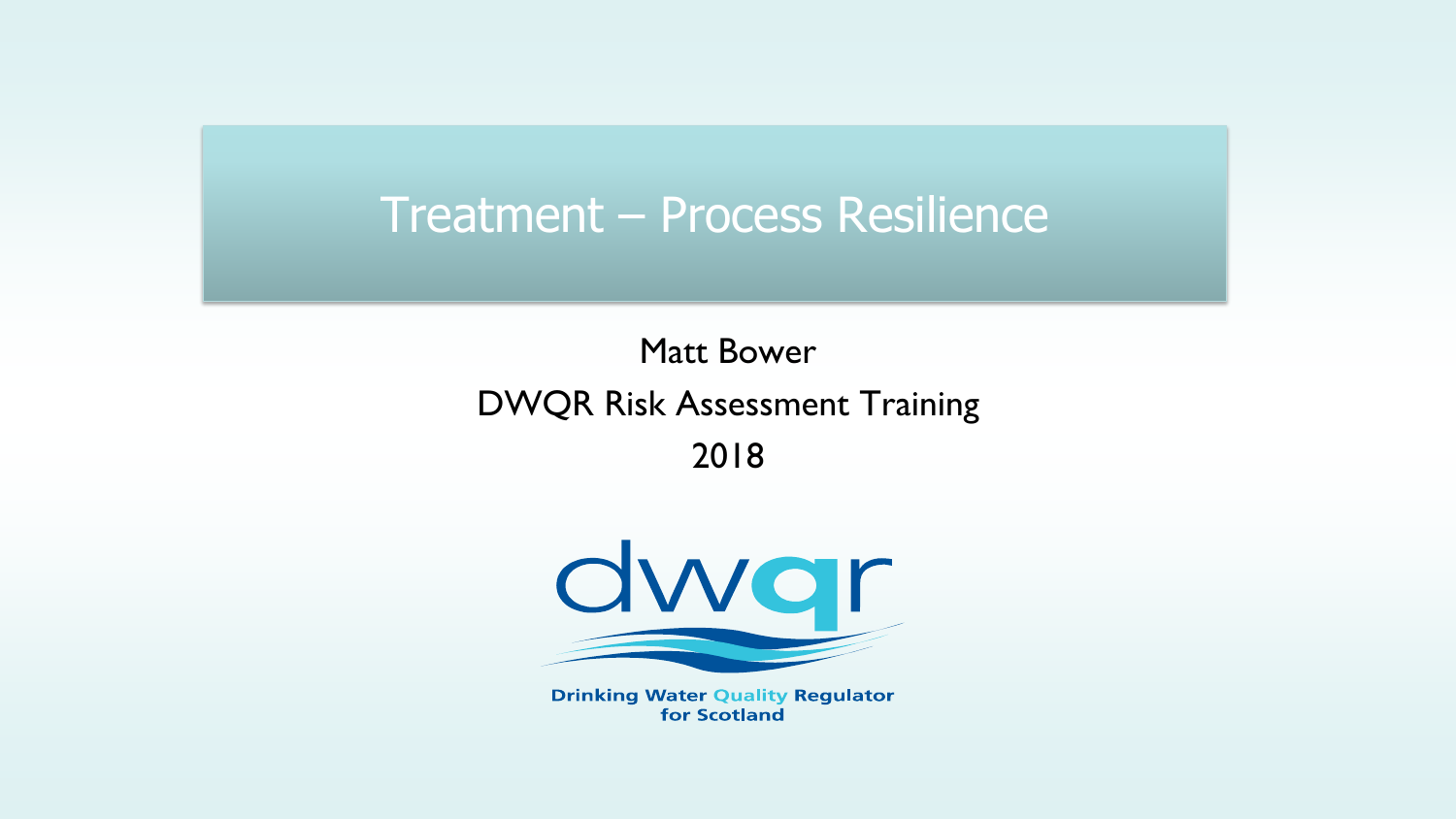# Treatment – Process Resilience

Matt Bower

DWQR Risk Assessment Training

2018

Drinking Water Quality Regulator for Scotland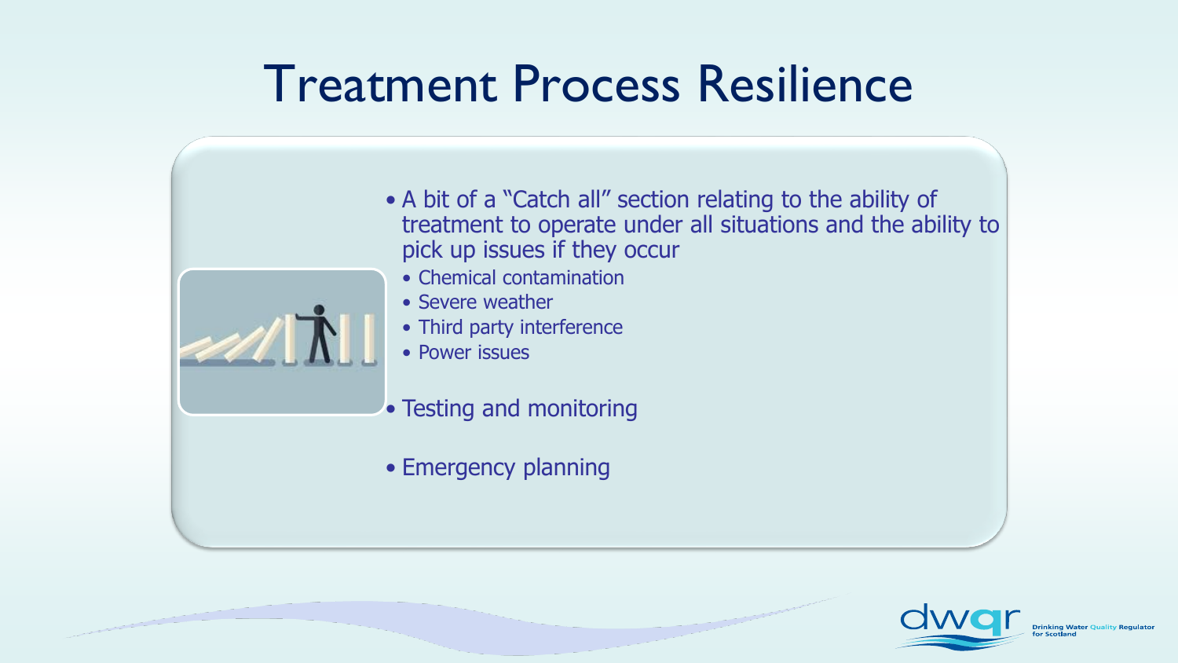# Treatment Process Resilience

- A bit of a "Catch all" section relating to the ability of treatment to operate under all situations and the ability to pick up issues if they occur
  - Chemical contamination
  - Severe weather
  - Third party interference
  - Power issues
- Testing and monitoring
- Emergency planning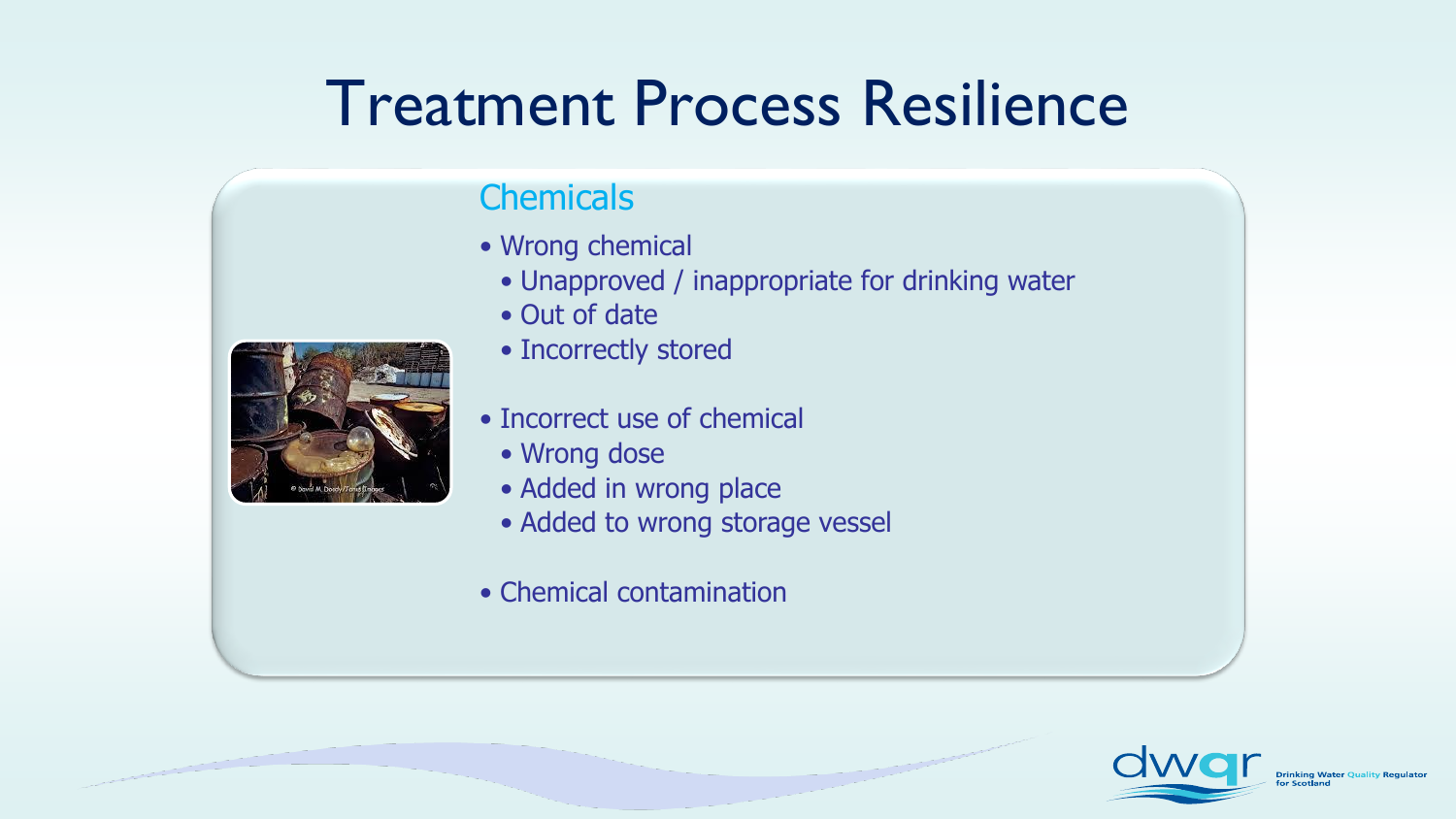# Treatment Process Resilience

## Chemicals

- Wrong chemical
  - Unapproved / inappropriate for drinking water
  - Out of date
  - Incorrectly stored
- Incorrect use of chemical
  - Wrong dose
  - Added in wrong place
  - Added to wrong storage vessel
- Chemical contamination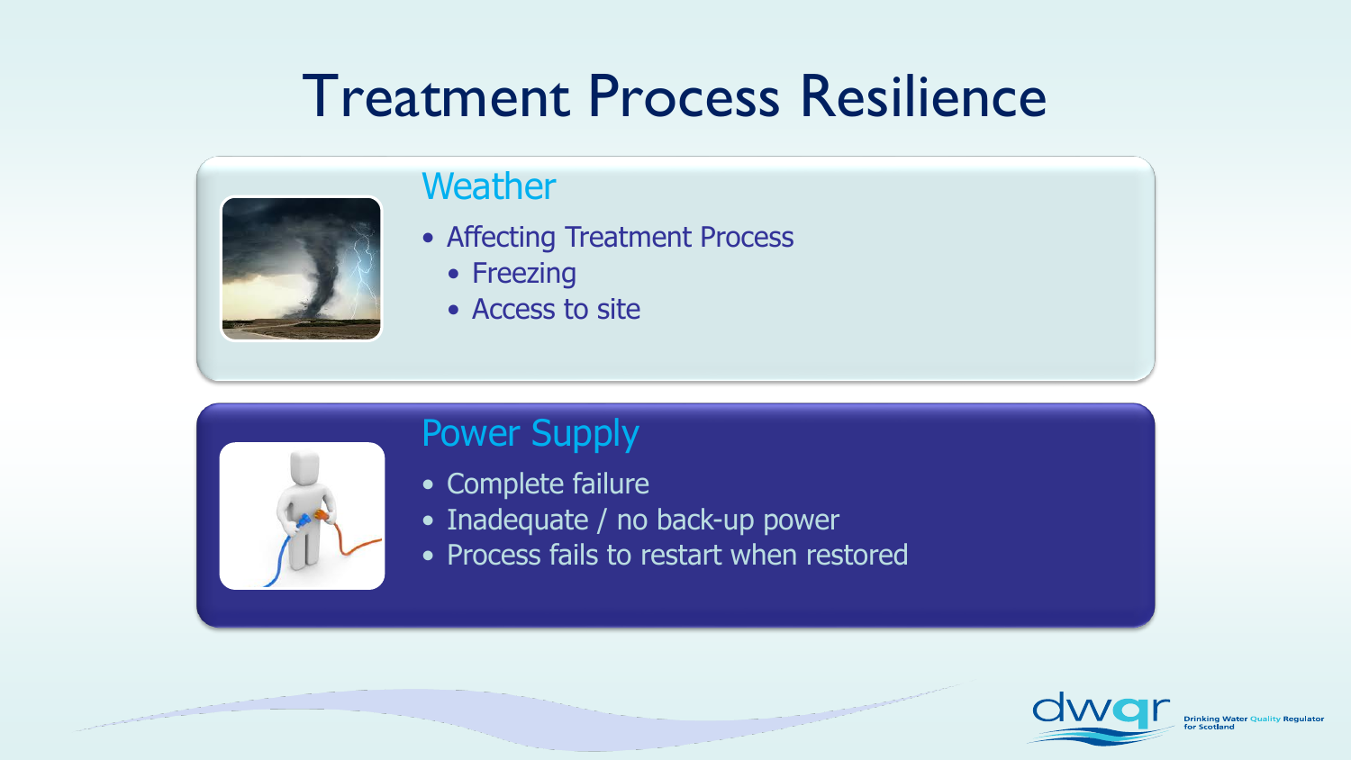# Treatment Process Resilience

## Weather

- Affecting Treatment Process
  - Freezing
  - Access to site

## Power Supply

- Complete failure
- Inadequate / no back-up power
- Process fails to restart when restored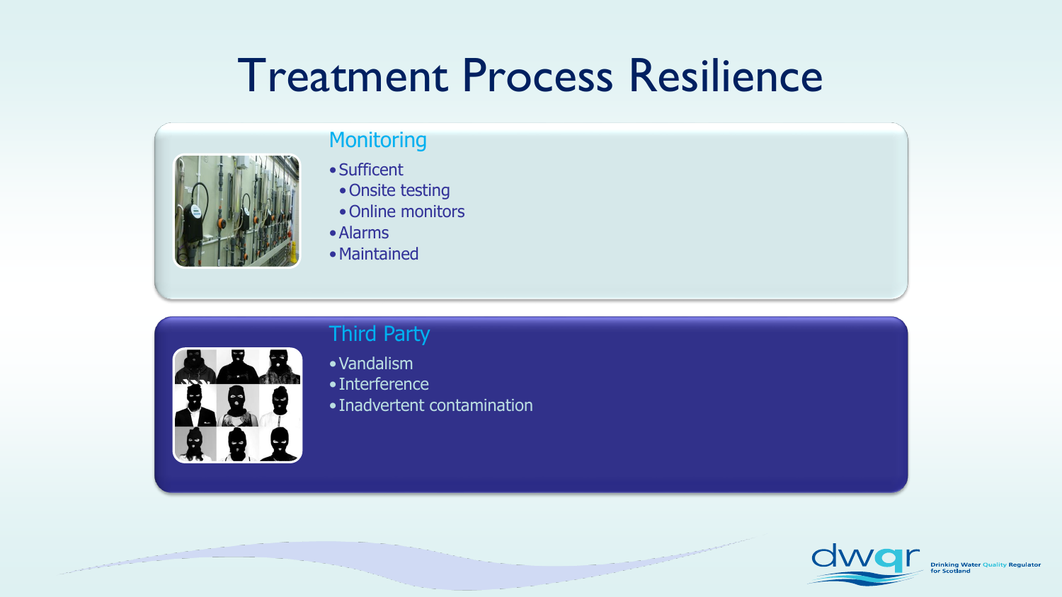# Treatment Process Resilience

## Monitoring

- Sufficent
  - Onsite testing
  - Online monitors
- Alarms
- Maintained

## Third Party

- Vandalism
- Interference
- Inadvertent contamination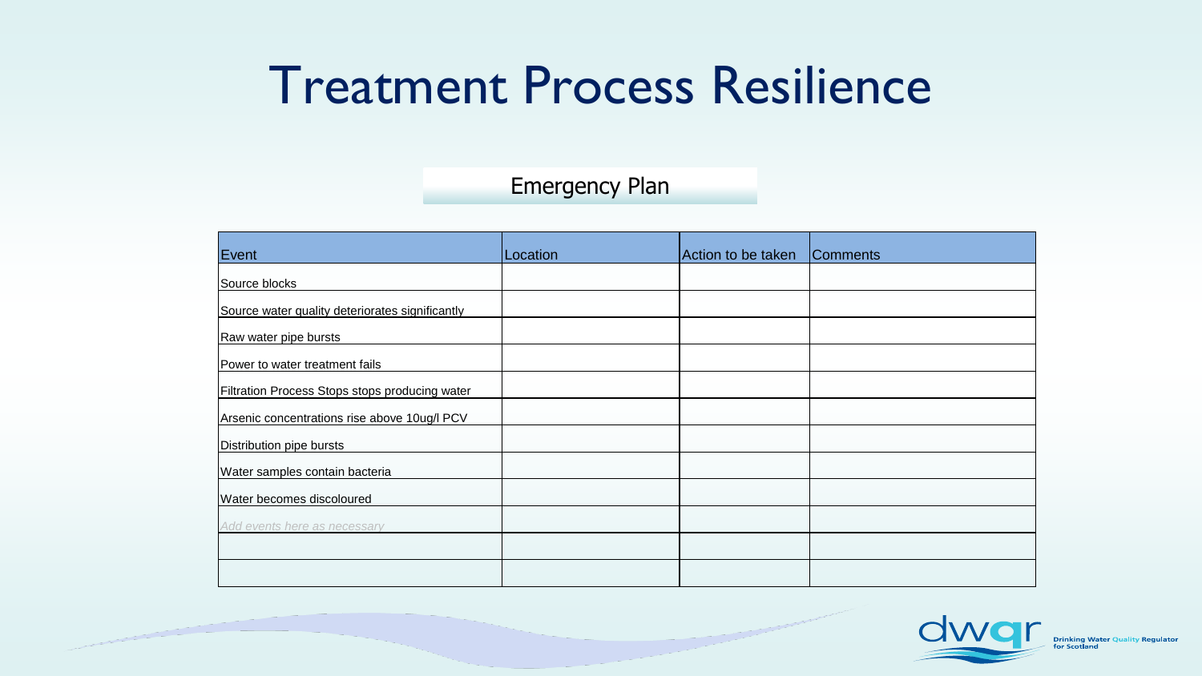# Treatment Process Resilience

## Emergency Plan

| Event | Location | Action to be taken | Comments |
|---|---|---|---|
| Source blocks | | | |
| Source water quality deteriorates significantly | | | |
| Raw water pipe bursts | | | |
| Power to water treatment fails | | | |
| Filtration Process Stops stops producing water | | | |
| Arsenic concentrations rise above 10ug/l PCV | | | |
| Distribution pipe bursts | | | |
| Water samples contain bacteria | | | |
| Water becomes discoloured | | | |
| *Add events here as necessary* | | | |
| | | | |
| | | | |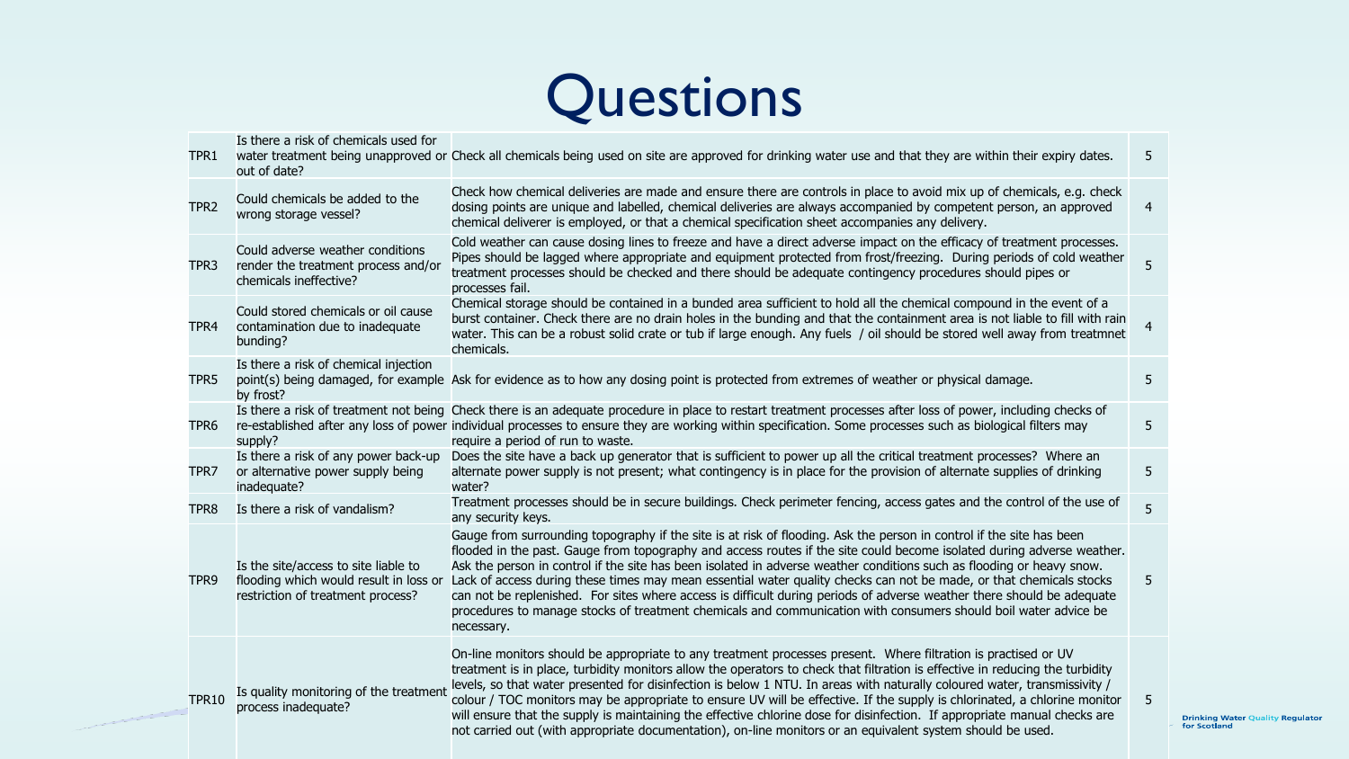# Questions

| | | | |
|---|---|---|---|
| TPR1 | Is there a risk of chemicals used for water treatment being unapproved or out of date? | Check all chemicals being used on site are approved for drinking water use and that they are within their expiry dates. | 5 |
| TPR2 | Could chemicals be added to the wrong storage vessel? | Check how chemical deliveries are made and ensure there are controls in place to avoid mix up of chemicals, e.g. check dosing points are unique and labelled, chemical deliveries are always accompanied by competent person, an approved chemical deliverer is employed, or that a chemical specification sheet accompanies any delivery. | 4 |
| TPR3 | Could adverse weather conditions render the treatment process and/or chemicals ineffective? | Cold weather can cause dosing lines to freeze and have a direct adverse impact on the efficacy of treatment processes. Pipes should be lagged where appropriate and equipment protected from frost/freezing. During periods of cold weather treatment processes should be checked and there should be adequate contingency procedures should pipes or processes fail. | 5 |
| TPR4 | Could stored chemicals or oil cause contamination due to inadequate bunding? | Chemical storage should be contained in a bunded area sufficient to hold all the chemical compound in the event of a burst container. Check there are no drain holes in the bunding and that the containment area is not liable to fill with rain water. This can be a robust solid crate or tub if large enough. Any fuels / oil should be stored well away from treatmnet chemicals. | 4 |
| TPR5 | Is there a risk of chemical injection point(s) being damaged, for example by frost? | Ask for evidence as to how any dosing point is protected from extremes of weather or physical damage. | 5 |
| TPR6 | Is there a risk of treatment not being re-established after any loss of power supply? | Check there is an adequate procedure in place to restart treatment processes after loss of power, including checks of individual processes to ensure they are working within specification. Some processes such as biological filters may require a period of run to waste. | 5 |
| TPR7 | Is there a risk of any power back-up or alternative power supply being inadequate? | Does the site have a back up generator that is sufficient to power up all the critical treatment processes? Where an alternate power supply is not present; what contingency is in place for the provision of alternate supplies of drinking water? | 5 |
| TPR8 | Is there a risk of vandalism? | Treatment processes should be in secure buildings. Check perimeter fencing, access gates and the control of the use of any security keys. | 5 |
| TPR9 | Is the site/access to site liable to flooding which would result in loss or restriction of treatment process? | Gauge from surrounding topography if the site is at risk of flooding. Ask the person in control if the site has been flooded in the past. Gauge from topography and access routes if the site could become isolated during adverse weather. Ask the person in control if the site has been isolated in adverse weather conditions such as flooding or heavy snow. Lack of access during these times may mean essential water quality checks can not be made, or that chemicals stocks can not be replenished. For sites where access is difficult during periods of adverse weather there should be adequate procedures to manage stocks of treatment chemicals and communication with consumers should boil water advice be necessary. | 5 |
| TPR10 | Is quality monitoring of the treatment process inadequate? | On-line monitors should be appropriate to any treatment processes present. Where filtration is practised or UV treatment is in place, turbidity monitors allow the operators to check that filtration is effective in reducing the turbidity levels, so that water presented for disinfection is below 1 NTU. In areas with naturally coloured water, transmissivity / colour / TOC monitors may be appropriate to ensure UV will be effective. If the supply is chlorinated, a chlorine monitor will ensure that the supply is maintaining the effective chlorine dose for disinfection. If appropriate manual checks are not carried out (with appropriate documentation), on-line monitors or an equivalent system should be used. | 5 |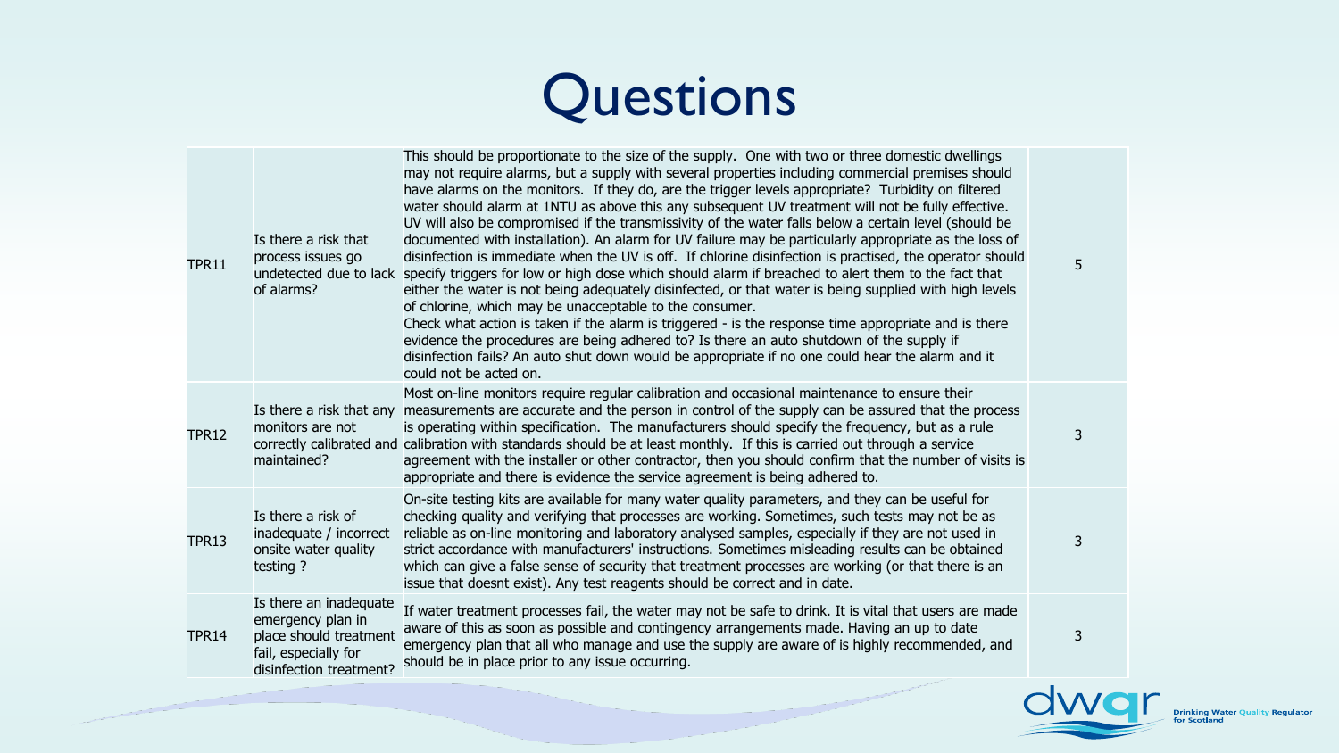# Questions

| | | | |
|---|---|---|---|
| TPR11 | Is there a risk that process issues go undetected due to lack of alarms? | This should be proportionate to the size of the supply. One with two or three domestic dwellings may not require alarms, but a supply with several properties including commercial premises should have alarms on the monitors. If they do, are the trigger levels appropriate? Turbidity on filtered water should alarm at 1NTU as above this any subsequent UV treatment will not be fully effective. UV will also be compromised if the transmissivity of the water falls below a certain level (should be documented with installation). An alarm for UV failure may be particularly appropriate as the loss of disinfection is immediate when the UV is off. If chlorine disinfection is practised, the operator should specify triggers for low or high dose which should alarm if breached to alert them to the fact that either the water is not being adequately disinfected, or that water is being supplied with high levels of chlorine, which may be unacceptable to the consumer.<br>Check what action is taken if the alarm is triggered - is the response time appropriate and is there evidence the procedures are being adhered to? Is there an auto shutdown of the supply if disinfection fails? An auto shut down would be appropriate if no one could hear the alarm and it could not be acted on. | 5 |
| TPR12 | Is there a risk that any monitors are not correctly calibrated and maintained? | Most on-line monitors require regular calibration and occasional maintenance to ensure their measurements are accurate and the person in control of the supply can be assured that the process is operating within specification. The manufacturers should specify the frequency, but as a rule calibration with standards should be at least monthly. If this is carried out through a service agreement with the installer or other contractor, then you should confirm that the number of visits is appropriate and there is evidence the service agreement is being adhered to. | 3 |
| TPR13 | Is there a risk of inadequate / incorrect onsite water quality testing ? | On-site testing kits are available for many water quality parameters, and they can be useful for checking quality and verifying that processes are working. Sometimes, such tests may not be as reliable as on-line monitoring and laboratory analysed samples, especially if they are not used in strict accordance with manufacturers' instructions. Sometimes misleading results can be obtained which can give a false sense of security that treatment processes are working (or that there is an issue that doesnt exist). Any test reagents should be correct and in date. | 3 |
| TPR14 | Is there an inadequate emergency plan in place should treatment fail, especially for disinfection treatment? | If water treatment processes fail, the water may not be safe to drink. It is vital that users are made aware of this as soon as possible and contingency arrangements made. Having an up to date emergency plan that all who manage and use the supply are aware of is highly recommended, and should be in place prior to any issue occurring. | 3 |